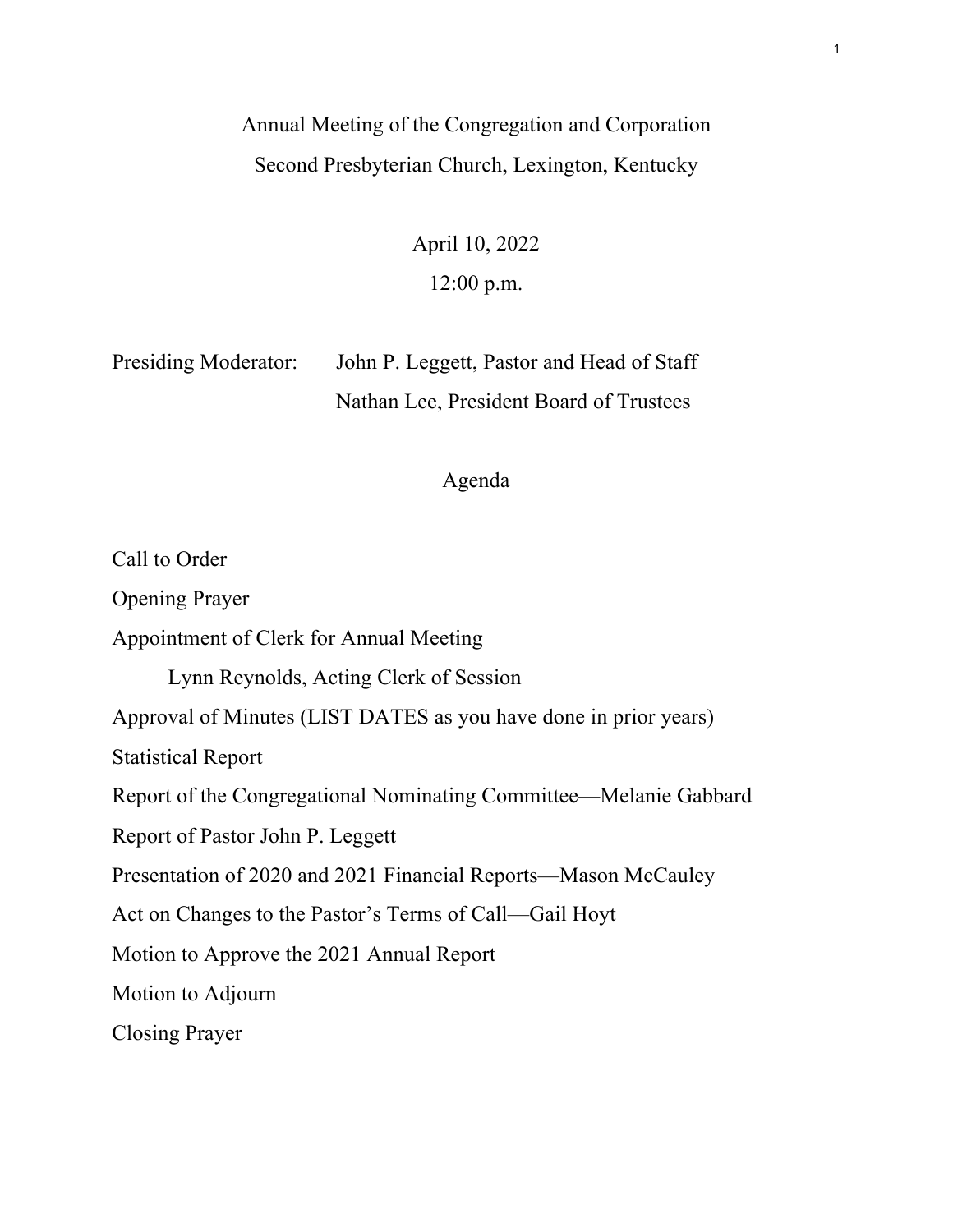# Annual Meeting of the Congregation and Corporation

## Second Presbyterian Church, Lexington, Kentucky

April 10, 2022

12:00 p.m.

Presiding Moderator: John P. Leggett, Pastor and Head of Staff
Nathan Lee, President Board of Trustees

## Agenda

Call to Order

Opening Prayer

Appointment of Clerk for Annual Meeting

Lynn Reynolds, Acting Clerk of Session

Approval of Minutes (LIST DATES as you have done in prior years)

Statistical Report

Report of the Congregational Nominating Committee—Melanie Gabbard

Report of Pastor John P. Leggett

Presentation of 2020 and 2021 Financial Reports—Mason McCauley

Act on Changes to the Pastor's Terms of Call—Gail Hoyt

Motion to Approve the 2021 Annual Report

Motion to Adjourn

Closing Prayer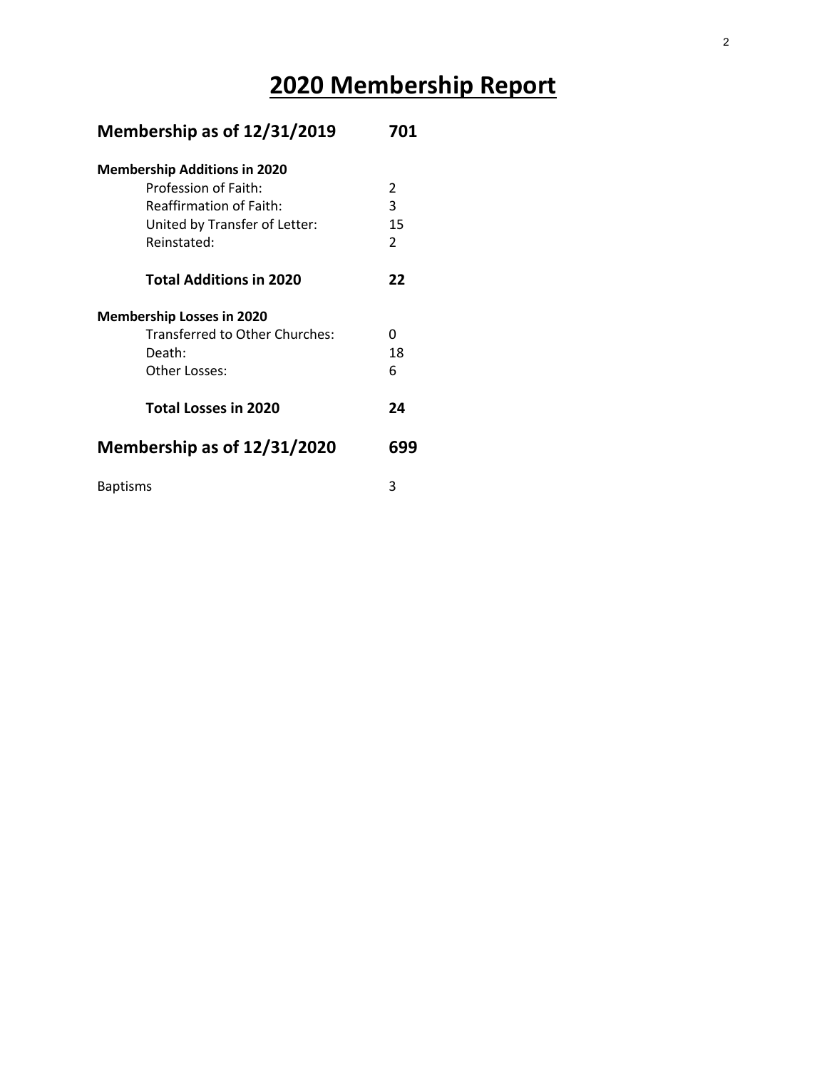# 2020 Membership Report

| | |
|---|---|
| **Membership as of 12/31/2019** | **701** |
| **Membership Additions in 2020** | |
| Profession of Faith: | 2 |
| Reaffirmation of Faith: | 3 |
| United by Transfer of Letter: | 15 |
| Reinstated: | 2 |
| **Total Additions in 2020** | **22** |
| **Membership Losses in 2020** | |
| Transferred to Other Churches: | 0 |
| Death: | 18 |
| Other Losses: | 6 |
| **Total Losses in 2020** | **24** |
| **Membership as of 12/31/2020** | **699** |
| Baptisms | 3 |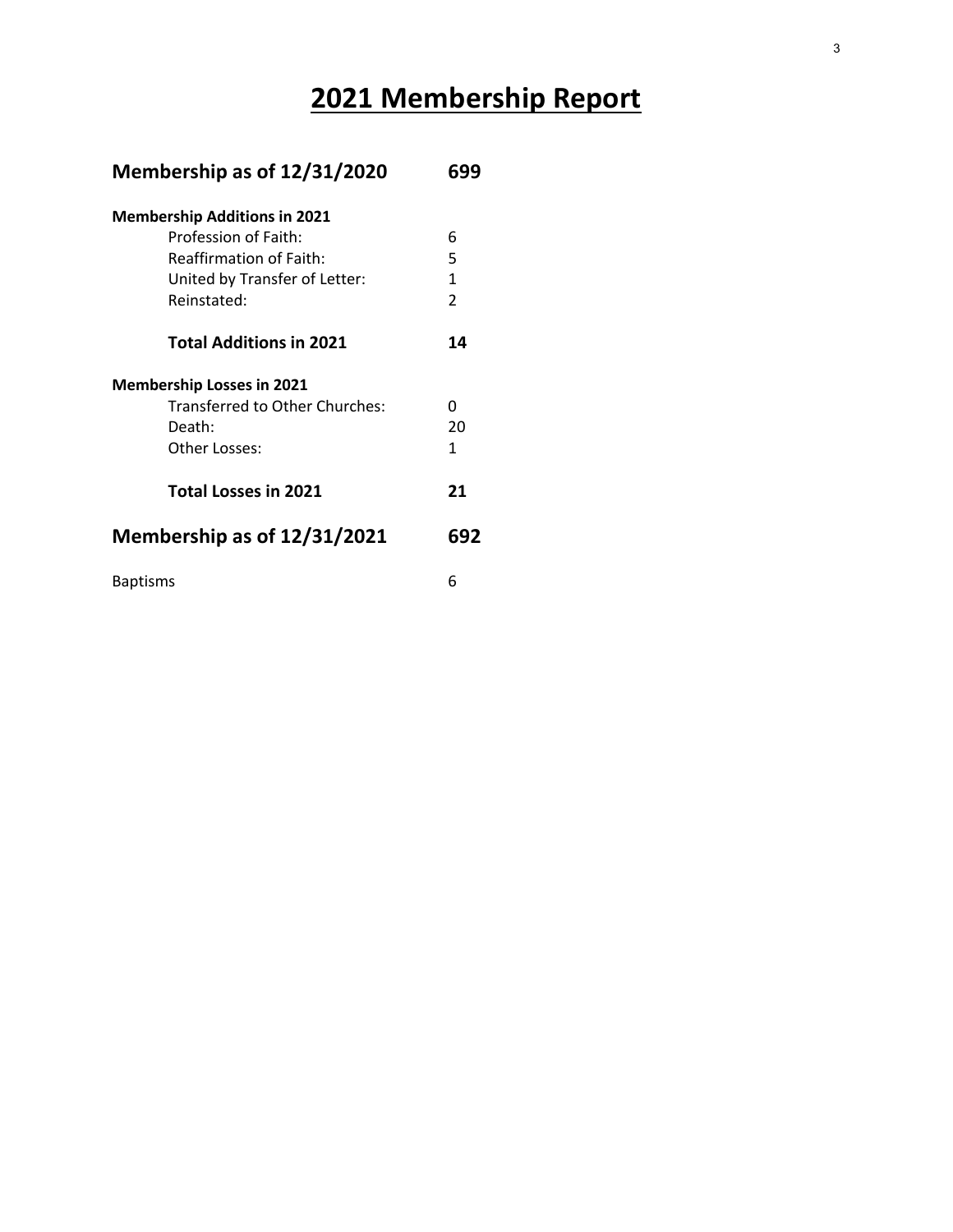# 2021 Membership Report

| | |
|---|---|
| **Membership as of 12/31/2020** | **699** |
| **Membership Additions in 2021** | |
| Profession of Faith: | 6 |
| Reaffirmation of Faith: | 5 |
| United by Transfer of Letter: | 1 |
| Reinstated: | 2 |
| **Total Additions in 2021** | **14** |
| **Membership Losses in 2021** | |
| Transferred to Other Churches: | 0 |
| Death: | 20 |
| Other Losses: | 1 |
| **Total Losses in 2021** | **21** |
| **Membership as of 12/31/2021** | **692** |
| Baptisms | 6 |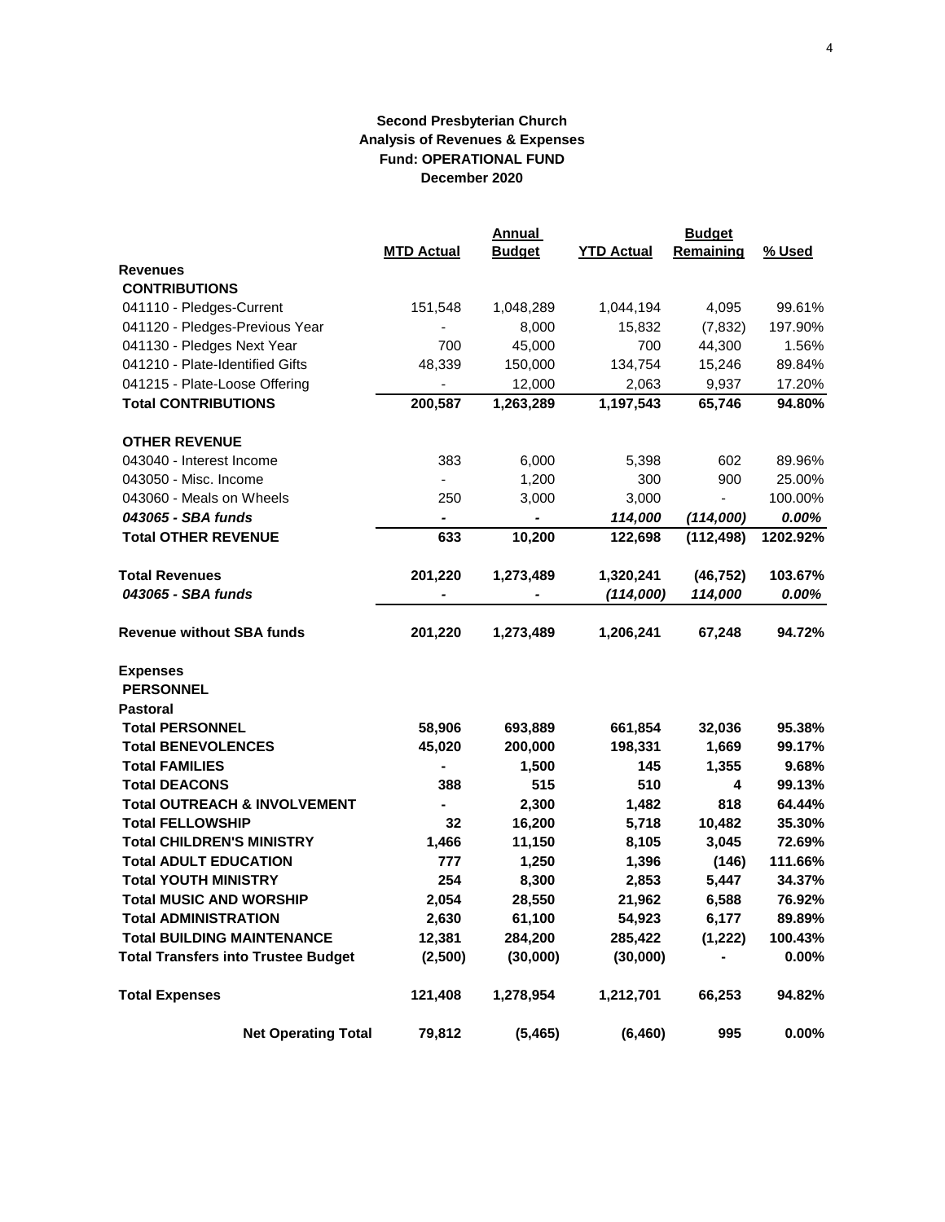**Second Presbyterian Church**
**Analysis of Revenues & Expenses**
**Fund: OPERATIONAL FUND**
**December 2020**

| | MTD Actual | Annual Budget | YTD Actual | Budget Remaining | % Used |
|---|---|---|---|---|---|
| **Revenues** | | | | | |
| **CONTRIBUTIONS** | | | | | |
| 041110 - Pledges-Current | 151,548 | 1,048,289 | 1,044,194 | 4,095 | 99.61% |
| 041120 - Pledges-Previous Year | - | 8,000 | 15,832 | (7,832) | 197.90% |
| 041130 - Pledges Next Year | 700 | 45,000 | 700 | 44,300 | 1.56% |
| 041210 - Plate-Identified Gifts | 48,339 | 150,000 | 134,754 | 15,246 | 89.84% |
| 041215 - Plate-Loose Offering | - | 12,000 | 2,063 | 9,937 | 17.20% |
| **Total CONTRIBUTIONS** | **200,587** | **1,263,289** | **1,197,543** | **65,746** | **94.80%** |
| **OTHER REVENUE** | | | | | |
| 043040 - Interest Income | 383 | 6,000 | 5,398 | 602 | 89.96% |
| 043050 - Misc. Income | - | 1,200 | 300 | 900 | 25.00% |
| 043060 - Meals on Wheels | 250 | 3,000 | 3,000 | - | 100.00% |
| ***043065 - SBA funds*** | ***-*** | ***-*** | ***114,000*** | ***(114,000)*** | ***0.00%*** |
| **Total OTHER REVENUE** | **633** | **10,200** | **122,698** | **(112,498)** | **1202.92%** |
| **Total Revenues** | **201,220** | **1,273,489** | **1,320,241** | **(46,752)** | **103.67%** |
| ***043065 - SBA funds*** | ***-*** | ***-*** | ***(114,000)*** | ***114,000*** | ***0.00%*** |
| **Revenue without SBA funds** | **201,220** | **1,273,489** | **1,206,241** | **67,248** | **94.72%** |
| **Expenses** | | | | | |
| **PERSONNEL** | | | | | |
| **Pastoral** | | | | | |
| **Total PERSONNEL** | **58,906** | **693,889** | **661,854** | **32,036** | **95.38%** |
| **Total BENEVOLENCES** | **45,020** | **200,000** | **198,331** | **1,669** | **99.17%** |
| **Total FAMILIES** | **-** | **1,500** | **145** | **1,355** | **9.68%** |
| **Total DEACONS** | **388** | **515** | **510** | **4** | **99.13%** |
| **Total OUTREACH & INVOLVEMENT** | **-** | **2,300** | **1,482** | **818** | **64.44%** |
| **Total FELLOWSHIP** | **32** | **16,200** | **5,718** | **10,482** | **35.30%** |
| **Total CHILDREN'S MINISTRY** | **1,466** | **11,150** | **8,105** | **3,045** | **72.69%** |
| **Total ADULT EDUCATION** | **777** | **1,250** | **1,396** | **(146)** | **111.66%** |
| **Total YOUTH MINISTRY** | **254** | **8,300** | **2,853** | **5,447** | **34.37%** |
| **Total MUSIC AND WORSHIP** | **2,054** | **28,550** | **21,962** | **6,588** | **76.92%** |
| **Total ADMINISTRATION** | **2,630** | **61,100** | **54,923** | **6,177** | **89.89%** |
| **Total BUILDING MAINTENANCE** | **12,381** | **284,200** | **285,422** | **(1,222)** | **100.43%** |
| **Total Transfers into Trustee Budget** | **(2,500)** | **(30,000)** | **(30,000)** | **-** | **0.00%** |
| **Total Expenses** | **121,408** | **1,278,954** | **1,212,701** | **66,253** | **94.82%** |
| **Net Operating Total** | **79,812** | **(5,465)** | **(6,460)** | **995** | **0.00%** |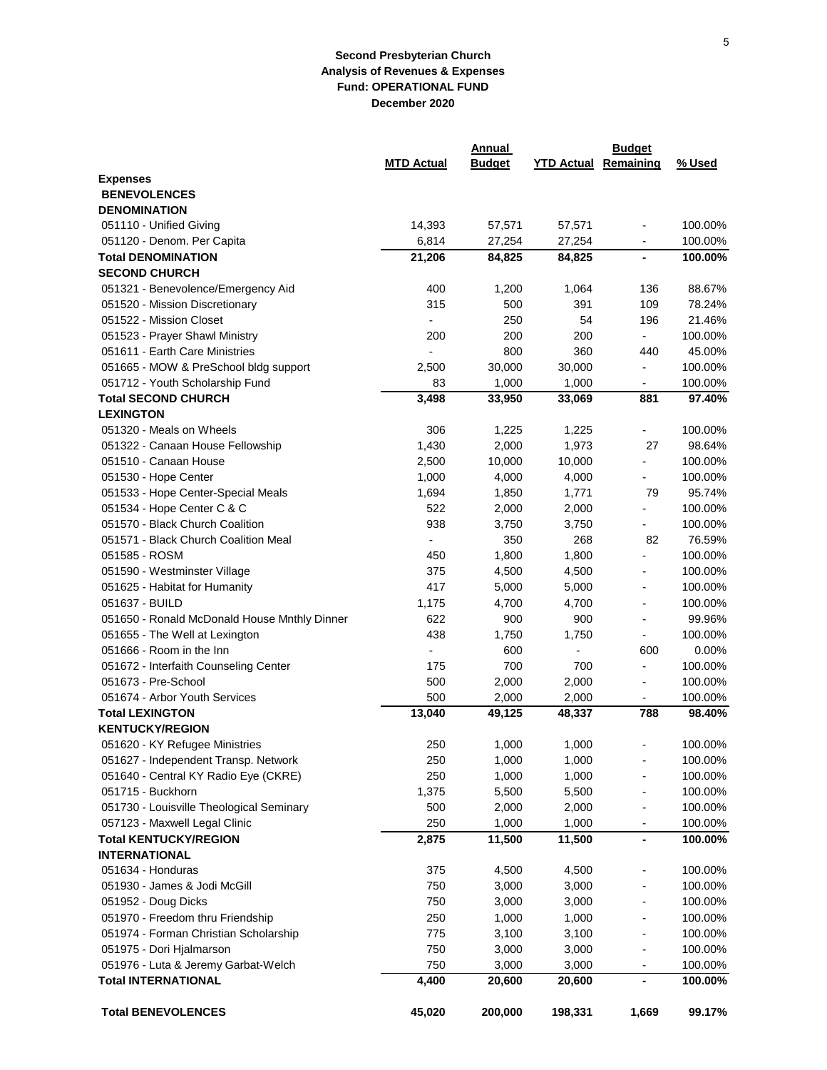**Second Presbyterian Church**
**Analysis of Revenues & Expenses**
**Fund: OPERATIONAL FUND**
**December 2020**

| | MTD Actual | Annual Budget | YTD Actual | Budget Remaining | % Used |
|---|---|---|---|---|---|
| **Expenses** | | | | | |
| **BENEVOLENCES** | | | | | |
| **DENOMINATION** | | | | | |
| 051110 - Unified Giving | 14,393 | 57,571 | 57,571 | - | 100.00% |
| 051120 - Denom. Per Capita | 6,814 | 27,254 | 27,254 | - | 100.00% |
| **Total DENOMINATION** | **21,206** | **84,825** | **84,825** | **-** | **100.00%** |
| **SECOND CHURCH** | | | | | |
| 051321 - Benevolence/Emergency Aid | 400 | 1,200 | 1,064 | 136 | 88.67% |
| 051520 - Mission Discretionary | 315 | 500 | 391 | 109 | 78.24% |
| 051522 - Mission Closet | - | 250 | 54 | 196 | 21.46% |
| 051523 - Prayer Shawl Ministry | 200 | 200 | 200 | - | 100.00% |
| 051611 - Earth Care Ministries | - | 800 | 360 | 440 | 45.00% |
| 051665 - MOW & PreSchool bldg support | 2,500 | 30,000 | 30,000 | - | 100.00% |
| 051712 - Youth Scholarship Fund | 83 | 1,000 | 1,000 | - | 100.00% |
| **Total SECOND CHURCH** | **3,498** | **33,950** | **33,069** | **881** | **97.40%** |
| **LEXINGTON** | | | | | |
| 051320 - Meals on Wheels | 306 | 1,225 | 1,225 | - | 100.00% |
| 051322 - Canaan House Fellowship | 1,430 | 2,000 | 1,973 | 27 | 98.64% |
| 051510 - Canaan House | 2,500 | 10,000 | 10,000 | - | 100.00% |
| 051530 - Hope Center | 1,000 | 4,000 | 4,000 | - | 100.00% |
| 051533 - Hope Center-Special Meals | 1,694 | 1,850 | 1,771 | 79 | 95.74% |
| 051534 - Hope Center C & C | 522 | 2,000 | 2,000 | - | 100.00% |
| 051570 - Black Church Coalition | 938 | 3,750 | 3,750 | - | 100.00% |
| 051571 - Black Church Coalition Meal | - | 350 | 268 | 82 | 76.59% |
| 051585 - ROSM | 450 | 1,800 | 1,800 | - | 100.00% |
| 051590 - Westminster Village | 375 | 4,500 | 4,500 | - | 100.00% |
| 051625 - Habitat for Humanity | 417 | 5,000 | 5,000 | - | 100.00% |
| 051637 - BUILD | 1,175 | 4,700 | 4,700 | - | 100.00% |
| 051650 - Ronald McDonald House Mnthly Dinner | 622 | 900 | 900 | - | 99.96% |
| 051655 - The Well at Lexington | 438 | 1,750 | 1,750 | - | 100.00% |
| 051666 - Room in the Inn | - | 600 | - | 600 | 0.00% |
| 051672 - Interfaith Counseling Center | 175 | 700 | 700 | - | 100.00% |
| 051673 - Pre-School | 500 | 2,000 | 2,000 | - | 100.00% |
| 051674 - Arbor Youth Services | 500 | 2,000 | 2,000 | - | 100.00% |
| **Total LEXINGTON** | **13,040** | **49,125** | **48,337** | **788** | **98.40%** |
| **KENTUCKY/REGION** | | | | | |
| 051620 - KY Refugee Ministries | 250 | 1,000 | 1,000 | - | 100.00% |
| 051627 - Independent Transp. Network | 250 | 1,000 | 1,000 | - | 100.00% |
| 051640 - Central KY Radio Eye (CKRE) | 250 | 1,000 | 1,000 | - | 100.00% |
| 051715 - Buckhorn | 1,375 | 5,500 | 5,500 | - | 100.00% |
| 051730 - Louisville Theological Seminary | 500 | 2,000 | 2,000 | - | 100.00% |
| 057123 - Maxwell Legal Clinic | 250 | 1,000 | 1,000 | - | 100.00% |
| **Total KENTUCKY/REGION** | **2,875** | **11,500** | **11,500** | **-** | **100.00%** |
| **INTERNATIONAL** | | | | | |
| 051634 - Honduras | 375 | 4,500 | 4,500 | - | 100.00% |
| 051930 - James & Jodi McGill | 750 | 3,000 | 3,000 | - | 100.00% |
| 051952 - Doug Dicks | 750 | 3,000 | 3,000 | - | 100.00% |
| 051970 - Freedom thru Friendship | 250 | 1,000 | 1,000 | - | 100.00% |
| 051974 - Forman Christian Scholarship | 775 | 3,100 | 3,100 | - | 100.00% |
| 051975 - Dori Hjalmarson | 750 | 3,000 | 3,000 | - | 100.00% |
| 051976 - Luta & Jeremy Garbat-Welch | 750 | 3,000 | 3,000 | - | 100.00% |
| **Total INTERNATIONAL** | **4,400** | **20,600** | **20,600** | **-** | **100.00%** |
| **Total BENEVOLENCES** | **45,020** | **200,000** | **198,331** | **1,669** | **99.17%** |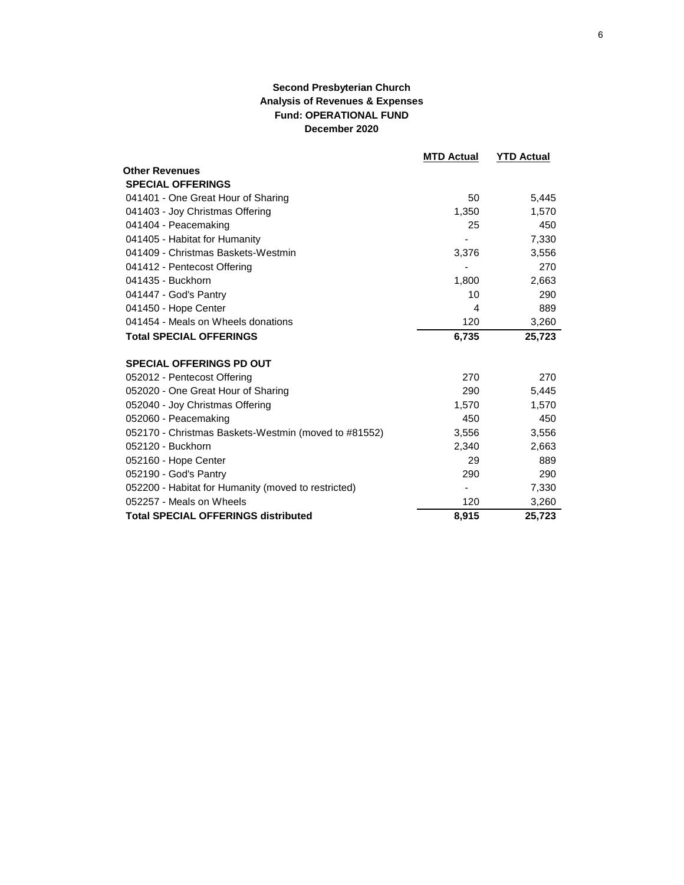**Second Presbyterian Church**
**Analysis of Revenues & Expenses**
**Fund: OPERATIONAL FUND**
**December 2020**

| | MTD Actual | YTD Actual |
|---|---|---|
| **Other Revenues** | | |
| **SPECIAL OFFERINGS** | | |
| 041401 - One Great Hour of Sharing | 50 | 5,445 |
| 041403 - Joy Christmas Offering | 1,350 | 1,570 |
| 041404 - Peacemaking | 25 | 450 |
| 041405 - Habitat for Humanity | - | 7,330 |
| 041409 - Christmas Baskets-Westmin | 3,376 | 3,556 |
| 041412 - Pentecost Offering | - | 270 |
| 041435 - Buckhorn | 1,800 | 2,663 |
| 041447 - God's Pantry | 10 | 290 |
| 041450 - Hope Center | 4 | 889 |
| 041454 - Meals on Wheels donations | 120 | 3,260 |
| **Total SPECIAL OFFERINGS** | **6,735** | **25,723** |
| | | |
| **SPECIAL OFFERINGS PD OUT** | | |
| 052012 - Pentecost Offering | 270 | 270 |
| 052020 - One Great Hour of Sharing | 290 | 5,445 |
| 052040 - Joy Christmas Offering | 1,570 | 1,570 |
| 052060 - Peacemaking | 450 | 450 |
| 052170 - Christmas Baskets-Westmin (moved to #81552) | 3,556 | 3,556 |
| 052120 - Buckhorn | 2,340 | 2,663 |
| 052160 - Hope Center | 29 | 889 |
| 052190 - God's Pantry | 290 | 290 |
| 052200 - Habitat for Humanity (moved to restricted) | - | 7,330 |
| 052257 - Meals on Wheels | 120 | 3,260 |
| **Total SPECIAL OFFERINGS distributed** | **8,915** | **25,723** |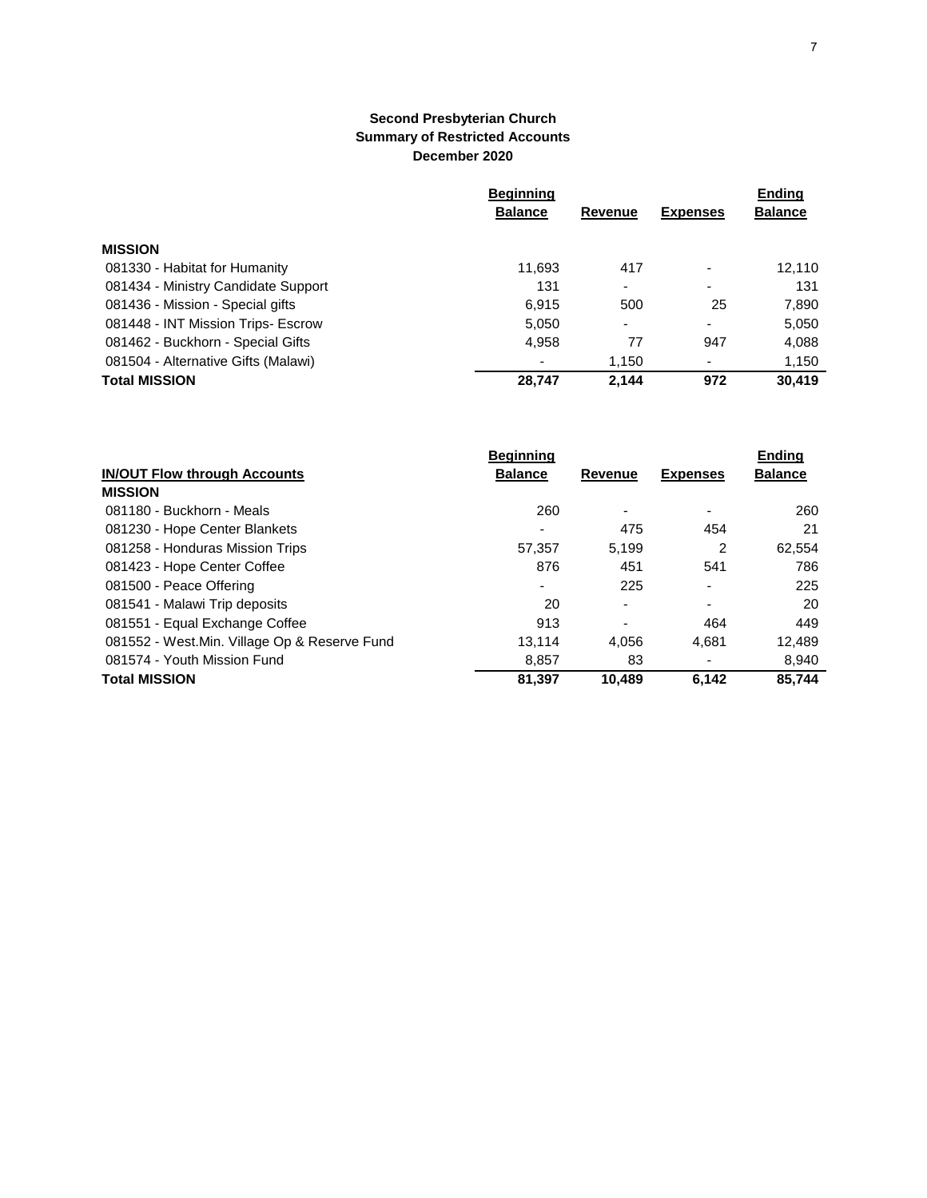**Second Presbyterian Church**
**Summary of Restricted Accounts**
**December 2020**

| | Beginning Balance | Revenue | Expenses | Ending Balance |
|---|---|---|---|---|
| **MISSION** | | | | |
| 081330 - Habitat for Humanity | 11,693 | 417 | - | 12,110 |
| 081434 - Ministry Candidate Support | 131 | - | - | 131 |
| 081436 - Mission - Special gifts | 6,915 | 500 | 25 | 7,890 |
| 081448 - INT Mission Trips- Escrow | 5,050 | - | - | 5,050 |
| 081462 - Buckhorn - Special Gifts | 4,958 | 77 | 947 | 4,088 |
| 081504 - Alternative Gifts (Malawi) | - | 1,150 | - | 1,150 |
| **Total MISSION** | **28,747** | **2,144** | **972** | **30,419** |

| **IN/OUT Flow through Accounts** | Beginning Balance | Revenue | Expenses | Ending Balance |
|---|---|---|---|---|
| **MISSION** | | | | |
| 081180 - Buckhorn - Meals | 260 | - | - | 260 |
| 081230 - Hope Center Blankets | - | 475 | 454 | 21 |
| 081258 - Honduras Mission Trips | 57,357 | 5,199 | 2 | 62,554 |
| 081423 - Hope Center Coffee | 876 | 451 | 541 | 786 |
| 081500 - Peace Offering | - | 225 | - | 225 |
| 081541 - Malawi Trip deposits | 20 | - | - | 20 |
| 081551 - Equal Exchange Coffee | 913 | - | 464 | 449 |
| 081552 - West.Min. Village Op & Reserve Fund | 13,114 | 4,056 | 4,681 | 12,489 |
| 081574 - Youth Mission Fund | 8,857 | 83 | - | 8,940 |
| **Total MISSION** | **81,397** | **10,489** | **6,142** | **85,744** |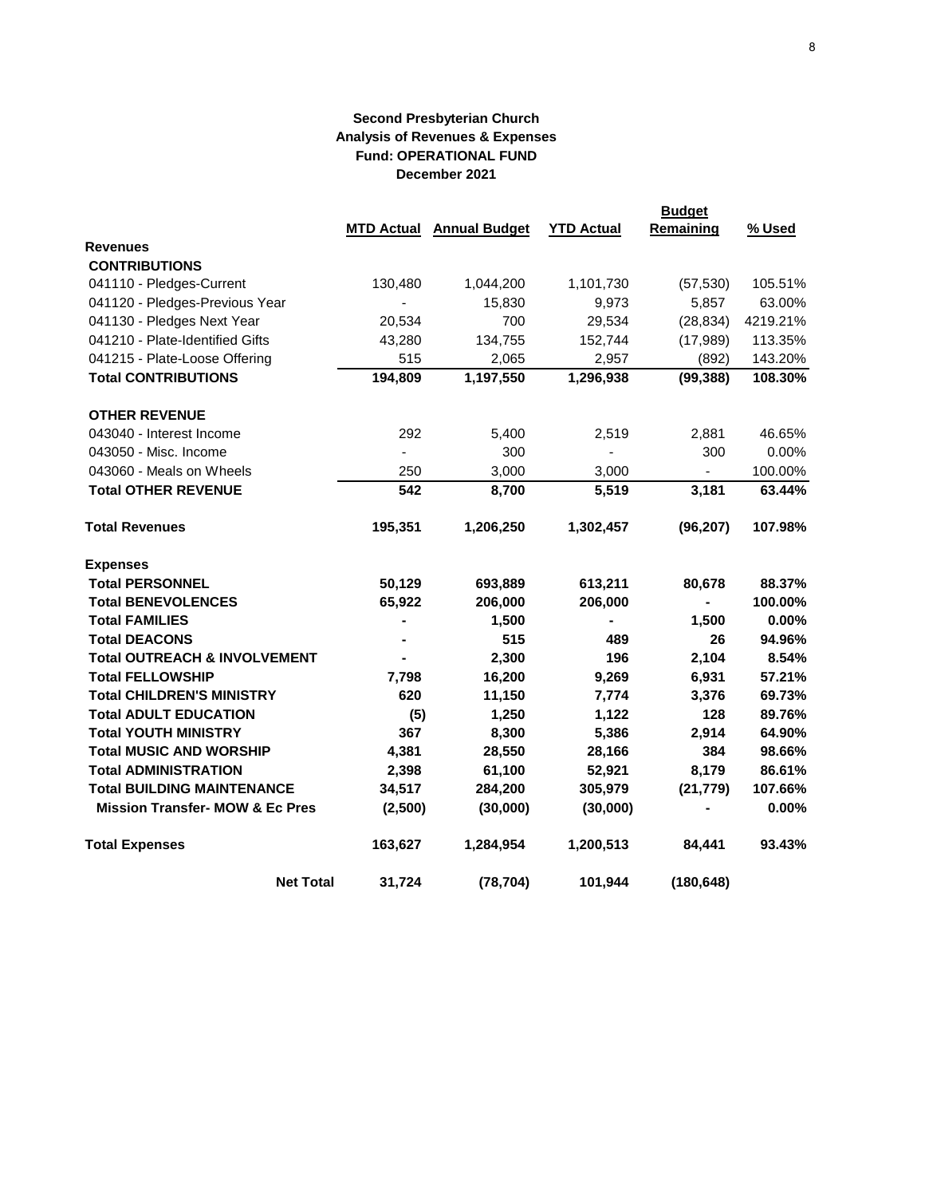**Second Presbyterian Church**
**Analysis of Revenues & Expenses**
**Fund: OPERATIONAL FUND**
**December 2021**

| | MTD Actual | Annual Budget | YTD Actual | Budget Remaining | % Used |
|---|---|---|---|---|---|
| **Revenues** | | | | | |
| **CONTRIBUTIONS** | | | | | |
| 041110 - Pledges-Current | 130,480 | 1,044,200 | 1,101,730 | (57,530) | 105.51% |
| 041120 - Pledges-Previous Year | - | 15,830 | 9,973 | 5,857 | 63.00% |
| 041130 - Pledges Next Year | 20,534 | 700 | 29,534 | (28,834) | 4219.21% |
| 041210 - Plate-Identified Gifts | 43,280 | 134,755 | 152,744 | (17,989) | 113.35% |
| 041215 - Plate-Loose Offering | 515 | 2,065 | 2,957 | (892) | 143.20% |
| **Total CONTRIBUTIONS** | **194,809** | **1,197,550** | **1,296,938** | **(99,388)** | **108.30%** |
| **OTHER REVENUE** | | | | | |
| 043040 - Interest Income | 292 | 5,400 | 2,519 | 2,881 | 46.65% |
| 043050 - Misc. Income | - | 300 | - | 300 | 0.00% |
| 043060 - Meals on Wheels | 250 | 3,000 | 3,000 | - | 100.00% |
| **Total OTHER REVENUE** | **542** | **8,700** | **5,519** | **3,181** | **63.44%** |
| **Total Revenues** | **195,351** | **1,206,250** | **1,302,457** | **(96,207)** | **107.98%** |
| **Expenses** | | | | | |
| **Total PERSONNEL** | **50,129** | **693,889** | **613,211** | **80,678** | **88.37%** |
| **Total BENEVOLENCES** | **65,922** | **206,000** | **206,000** | **-** | **100.00%** |
| **Total FAMILIES** | **-** | **1,500** | **-** | **1,500** | **0.00%** |
| **Total DEACONS** | **-** | **515** | **489** | **26** | **94.96%** |
| **Total OUTREACH & INVOLVEMENT** | **-** | **2,300** | **196** | **2,104** | **8.54%** |
| **Total FELLOWSHIP** | **7,798** | **16,200** | **9,269** | **6,931** | **57.21%** |
| **Total CHILDREN'S MINISTRY** | **620** | **11,150** | **7,774** | **3,376** | **69.73%** |
| **Total ADULT EDUCATION** | **(5)** | **1,250** | **1,122** | **128** | **89.76%** |
| **Total YOUTH MINISTRY** | **367** | **8,300** | **5,386** | **2,914** | **64.90%** |
| **Total MUSIC AND WORSHIP** | **4,381** | **28,550** | **28,166** | **384** | **98.66%** |
| **Total ADMINISTRATION** | **2,398** | **61,100** | **52,921** | **8,179** | **86.61%** |
| **Total BUILDING MAINTENANCE** | **34,517** | **284,200** | **305,979** | **(21,779)** | **107.66%** |
| **Mission Transfer- MOW & Ec Pres** | **(2,500)** | **(30,000)** | **(30,000)** | **-** | **0.00%** |
| **Total Expenses** | **163,627** | **1,284,954** | **1,200,513** | **84,441** | **93.43%** |
| **Net Total** | **31,724** | **(78,704)** | **101,944** | **(180,648)** | |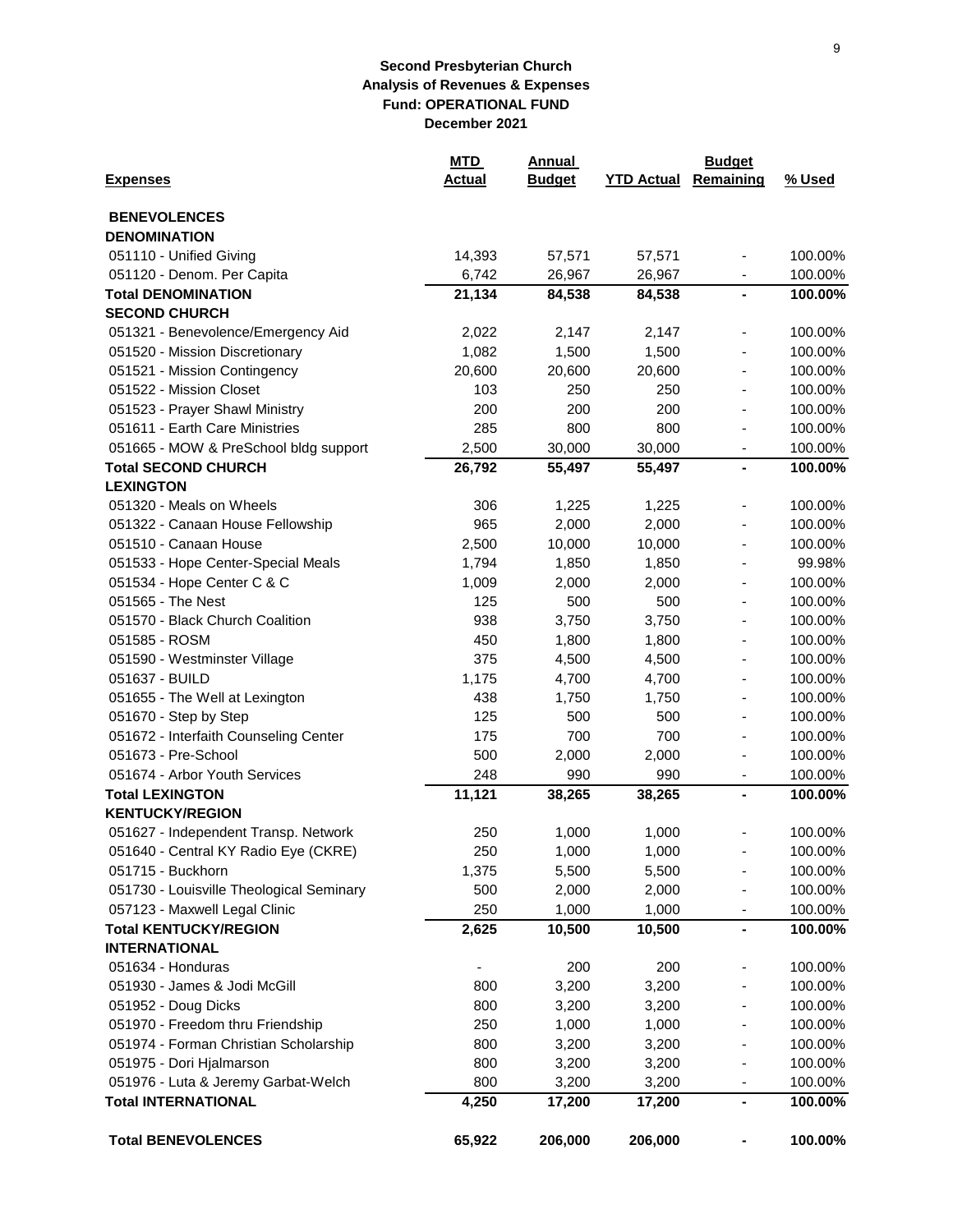**Second Presbyterian Church**
**Analysis of Revenues & Expenses**
**Fund: OPERATIONAL FUND**
**December 2021**

| Expenses | MTD Actual | Annual Budget | YTD Actual | Budget Remaining | % Used |
|---|---|---|---|---|---|
| **BENEVOLENCES** | | | | | |
| **DENOMINATION** | | | | | |
| 051110 - Unified Giving | 14,393 | 57,571 | 57,571 | - | 100.00% |
| 051120 - Denom. Per Capita | 6,742 | 26,967 | 26,967 | - | 100.00% |
| **Total DENOMINATION** | **21,134** | **84,538** | **84,538** | **-** | **100.00%** |
| **SECOND CHURCH** | | | | | |
| 051321 - Benevolence/Emergency Aid | 2,022 | 2,147 | 2,147 | - | 100.00% |
| 051520 - Mission Discretionary | 1,082 | 1,500 | 1,500 | - | 100.00% |
| 051521 - Mission Contingency | 20,600 | 20,600 | 20,600 | - | 100.00% |
| 051522 - Mission Closet | 103 | 250 | 250 | - | 100.00% |
| 051523 - Prayer Shawl Ministry | 200 | 200 | 200 | - | 100.00% |
| 051611 - Earth Care Ministries | 285 | 800 | 800 | - | 100.00% |
| 051665 - MOW & PreSchool bldg support | 2,500 | 30,000 | 30,000 | - | 100.00% |
| **Total SECOND CHURCH** | **26,792** | **55,497** | **55,497** | **-** | **100.00%** |
| **LEXINGTON** | | | | | |
| 051320 - Meals on Wheels | 306 | 1,225 | 1,225 | - | 100.00% |
| 051322 - Canaan House Fellowship | 965 | 2,000 | 2,000 | - | 100.00% |
| 051510 - Canaan House | 2,500 | 10,000 | 10,000 | - | 100.00% |
| 051533 - Hope Center-Special Meals | 1,794 | 1,850 | 1,850 | - | 99.98% |
| 051534 - Hope Center C & C | 1,009 | 2,000 | 2,000 | - | 100.00% |
| 051565 - The Nest | 125 | 500 | 500 | - | 100.00% |
| 051570 - Black Church Coalition | 938 | 3,750 | 3,750 | - | 100.00% |
| 051585 - ROSM | 450 | 1,800 | 1,800 | - | 100.00% |
| 051590 - Westminster Village | 375 | 4,500 | 4,500 | - | 100.00% |
| 051637 - BUILD | 1,175 | 4,700 | 4,700 | - | 100.00% |
| 051655 - The Well at Lexington | 438 | 1,750 | 1,750 | - | 100.00% |
| 051670 - Step by Step | 125 | 500 | 500 | - | 100.00% |
| 051672 - Interfaith Counseling Center | 175 | 700 | 700 | - | 100.00% |
| 051673 - Pre-School | 500 | 2,000 | 2,000 | - | 100.00% |
| 051674 - Arbor Youth Services | 248 | 990 | 990 | - | 100.00% |
| **Total LEXINGTON** | **11,121** | **38,265** | **38,265** | **-** | **100.00%** |
| **KENTUCKY/REGION** | | | | | |
| 051627 - Independent Transp. Network | 250 | 1,000 | 1,000 | - | 100.00% |
| 051640 - Central KY Radio Eye (CKRE) | 250 | 1,000 | 1,000 | - | 100.00% |
| 051715 - Buckhorn | 1,375 | 5,500 | 5,500 | - | 100.00% |
| 051730 - Louisville Theological Seminary | 500 | 2,000 | 2,000 | - | 100.00% |
| 057123 - Maxwell Legal Clinic | 250 | 1,000 | 1,000 | - | 100.00% |
| **Total KENTUCKY/REGION** | **2,625** | **10,500** | **10,500** | **-** | **100.00%** |
| **INTERNATIONAL** | | | | | |
| 051634 - Honduras | - | 200 | 200 | - | 100.00% |
| 051930 - James & Jodi McGill | 800 | 3,200 | 3,200 | - | 100.00% |
| 051952 - Doug Dicks | 800 | 3,200 | 3,200 | - | 100.00% |
| 051970 - Freedom thru Friendship | 250 | 1,000 | 1,000 | - | 100.00% |
| 051974 - Forman Christian Scholarship | 800 | 3,200 | 3,200 | - | 100.00% |
| 051975 - Dori Hjalmarson | 800 | 3,200 | 3,200 | - | 100.00% |
| 051976 - Luta & Jeremy Garbat-Welch | 800 | 3,200 | 3,200 | - | 100.00% |
| **Total INTERNATIONAL** | **4,250** | **17,200** | **17,200** | **-** | **100.00%** |
| **Total BENEVOLENCES** | **65,922** | **206,000** | **206,000** | **-** | **100.00%** |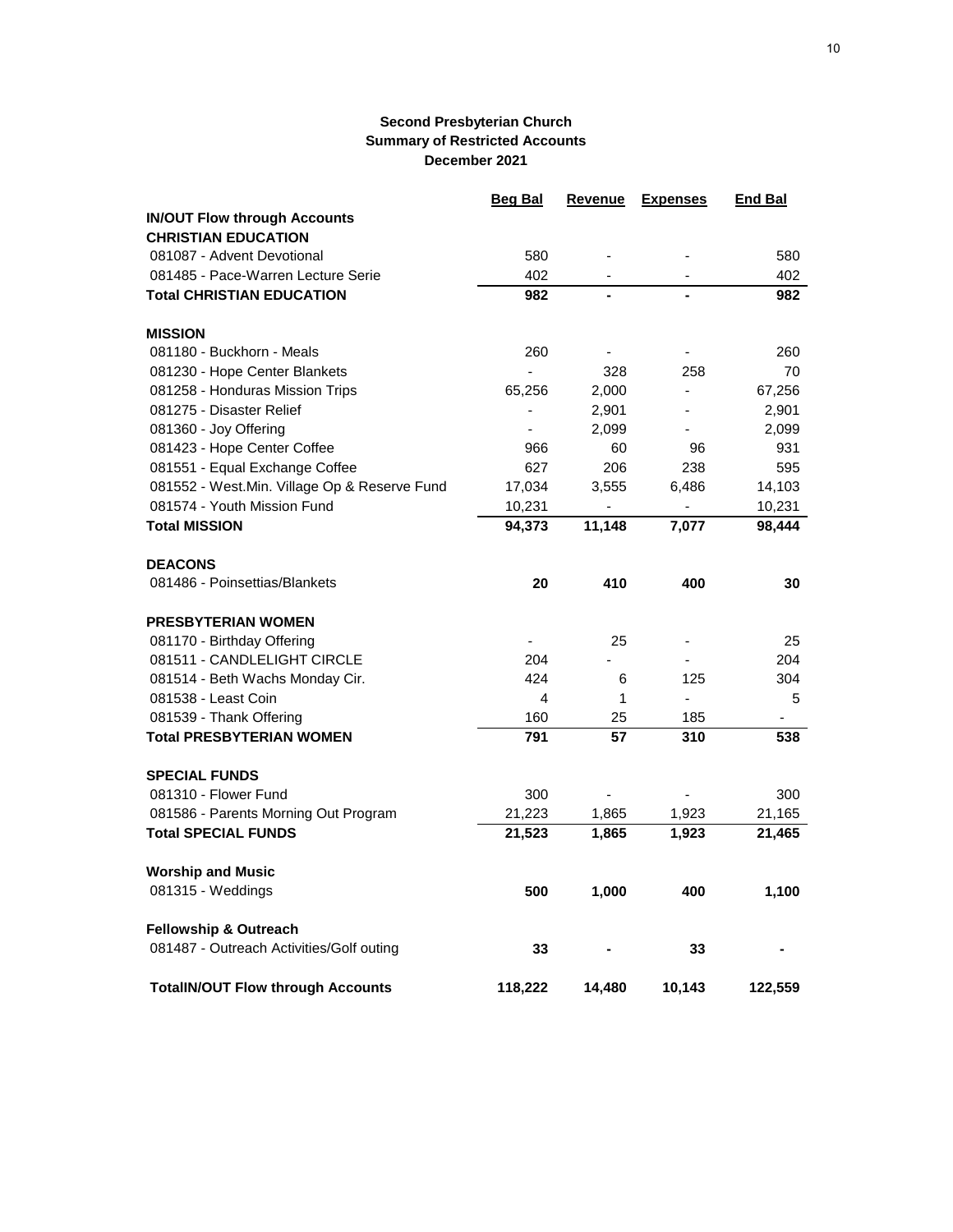**Second Presbyterian Church**
**Summary of Restricted Accounts**
**December 2021**

| | Beg Bal | Revenue | Expenses | End Bal |
|---|---|---|---|---|
| **IN/OUT Flow through Accounts** | | | | |
| **CHRISTIAN EDUCATION** | | | | |
| 081087 - Advent Devotional | 580 | - | - | 580 |
| 081485 - Pace-Warren Lecture Serie | 402 | - | - | 402 |
| **Total CHRISTIAN EDUCATION** | **982** | **-** | **-** | **982** |
| | | | | |
| **MISSION** | | | | |
| 081180 - Buckhorn - Meals | 260 | - | - | 260 |
| 081230 - Hope Center Blankets | - | 328 | 258 | 70 |
| 081258 - Honduras Mission Trips | 65,256 | 2,000 | - | 67,256 |
| 081275 - Disaster Relief | - | 2,901 | - | 2,901 |
| 081360 - Joy Offering | - | 2,099 | - | 2,099 |
| 081423 - Hope Center Coffee | 966 | 60 | 96 | 931 |
| 081551 - Equal Exchange Coffee | 627 | 206 | 238 | 595 |
| 081552 - West.Min. Village Op & Reserve Fund | 17,034 | 3,555 | 6,486 | 14,103 |
| 081574 - Youth Mission Fund | 10,231 | - | - | 10,231 |
| **Total MISSION** | **94,373** | **11,148** | **7,077** | **98,444** |
| | | | | |
| **DEACONS** | | | | |
| 081486 - Poinsettias/Blankets | **20** | **410** | **400** | **30** |
| | | | | |
| **PRESBYTERIAN WOMEN** | | | | |
| 081170 - Birthday Offering | - | 25 | - | 25 |
| 081511 - CANDLELIGHT CIRCLE | 204 | - | - | 204 |
| 081514 - Beth Wachs Monday Cir. | 424 | 6 | 125 | 304 |
| 081538 - Least Coin | 4 | 1 | - | 5 |
| 081539 - Thank Offering | 160 | 25 | 185 | - |
| **Total PRESBYTERIAN WOMEN** | **791** | **57** | **310** | **538** |
| | | | | |
| **SPECIAL FUNDS** | | | | |
| 081310 - Flower Fund | 300 | - | - | 300 |
| 081586 - Parents Morning Out Program | 21,223 | 1,865 | 1,923 | 21,165 |
| **Total SPECIAL FUNDS** | **21,523** | **1,865** | **1,923** | **21,465** |
| | | | | |
| **Worship and Music** | | | | |
| 081315 - Weddings | **500** | **1,000** | **400** | **1,100** |
| | | | | |
| **Fellowship & Outreach** | | | | |
| 081487 - Outreach Activities/Golf outing | **33** | **-** | **33** | **-** |
| | | | | |
| **TotalIN/OUT Flow through Accounts** | **118,222** | **14,480** | **10,143** | **122,559** |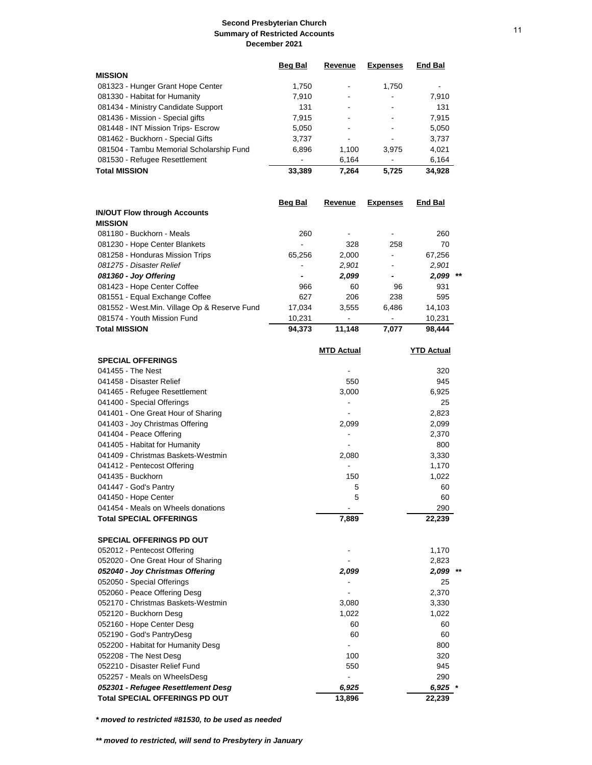# Second Presbyterian Church
## Summary of Restricted Accounts
### December 2021

| | Beg Bal | Revenue | Expenses | End Bal |
|---|---|---|---|---|
| **MISSION** | | | | |
| 081323 - Hunger Grant Hope Center | 1,750 | - | 1,750 | - |
| 081330 - Habitat for Humanity | 7,910 | - | - | 7,910 |
| 081434 - Ministry Candidate Support | 131 | - | - | 131 |
| 081436 - Mission - Special gifts | 7,915 | - | - | 7,915 |
| 081448 - INT Mission Trips- Escrow | 5,050 | - | - | 5,050 |
| 081462 - Buckhorn - Special Gifts | 3,737 | - | - | 3,737 |
| 081504 - Tambu Memorial Scholarship Fund | 6,896 | 1,100 | 3,975 | 4,021 |
| 081530 - Refugee Resettlement | - | 6,164 | - | 6,164 |
| **Total MISSION** | **33,389** | **7,264** | **5,725** | **34,928** |

| | Beg Bal | Revenue | Expenses | End Bal | |
|---|---|---|---|---|---|
| **IN/OUT Flow through Accounts** | | | | | |
| **MISSION** | | | | | |
| 081180 - Buckhorn - Meals | 260 | - | - | 260 | |
| 081230 - Hope Center Blankets | - | 328 | 258 | 70 | |
| 081258 - Honduras Mission Trips | 65,256 | 2,000 | - | 67,256 | |
| *081275 - Disaster Relief* | - | *2,901* | - | *2,901* | |
| ***081360 - Joy Offering*** | - | ***2,099*** | - | ***2,099*** | ** |
| 081423 - Hope Center Coffee | 966 | 60 | 96 | 931 | |
| 081551 - Equal Exchange Coffee | 627 | 206 | 238 | 595 | |
| 081552 - West.Min. Village Op & Reserve Fund | 17,034 | 3,555 | 6,486 | 14,103 | |
| 081574 - Youth Mission Fund | 10,231 | - | - | 10,231 | |
| **Total MISSION** | **94,373** | **11,148** | **7,077** | **98,444** | |

| | MTD Actual | YTD Actual | |
|---|---|---|---|
| **SPECIAL OFFERINGS** | | | |
| 041455 - The Nest | - | 320 | |
| 041458 - Disaster Relief | 550 | 945 | |
| 041465 - Refugee Resettlement | 3,000 | 6,925 | |
| 041400 - Special Offerings | - | 25 | |
| 041401 - One Great Hour of Sharing | - | 2,823 | |
| 041403 - Joy Christmas Offering | 2,099 | 2,099 | |
| 041404 - Peace Offering | - | 2,370 | |
| 041405 - Habitat for Humanity | - | 800 | |
| 041409 - Christmas Baskets-Westmin | 2,080 | 3,330 | |
| 041412 - Pentecost Offering | - | 1,170 | |
| 041435 - Buckhorn | 150 | 1,022 | |
| 041447 - God's Pantry | 5 | 60 | |
| 041450 - Hope Center | 5 | 60 | |
| 041454 - Meals on Wheels donations | - | 290 | |
| **Total SPECIAL OFFERINGS** | **7,889** | **22,239** | |
| | | | |
| **SPECIAL OFFERINGS PD OUT** | | | |
| 052012 - Pentecost Offering | - | 1,170 | |
| 052020 - One Great Hour of Sharing | - | 2,823 | |
| ***052040 - Joy Christmas Offering*** | ***2,099*** | ***2,099*** | ** |
| 052050 - Special Offerings | - | 25 | |
| 052060 - Peace Offering Desg | - | 2,370 | |
| 052170 - Christmas Baskets-Westmin | 3,080 | 3,330 | |
| 052120 - Buckhorn Desg | 1,022 | 1,022 | |
| 052160 - Hope Center Desg | 60 | 60 | |
| 052190 - God's PantryDesg | 60 | 60 | |
| 052200 - Habitat for Humanity Desg | - | 800 | |
| 052208 - The Nest Desg | 100 | 320 | |
| 052210 - Disaster Relief Fund | 550 | 945 | |
| 052257 - Meals on WheelsDesg | - | 290 | |
| ***052301 - Refugee Resettlement Desg*** | ***6,925*** | ***6,925*** | * |
| **Total SPECIAL OFFERINGS PD OUT** | **13,896** | **22,239** | |

***\* moved to restricted #81530, to be used as needed***

***\*\* moved to restricted, will send to Presbytery in January***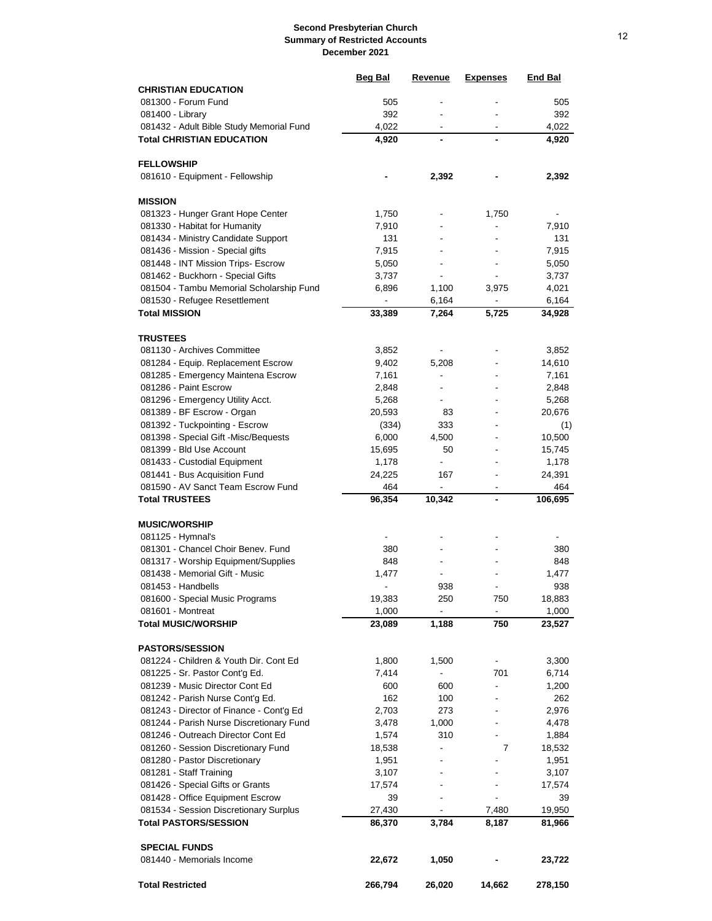**Second Presbyterian Church**
**Summary of Restricted Accounts**
**December 2021**

| | Beg Bal | Revenue | Expenses | End Bal |
|---|---|---|---|---|
| **CHRISTIAN EDUCATION** | | | | |
| 081300 - Forum Fund | 505 | - | - | 505 |
| 081400 - Library | 392 | - | - | 392 |
| 081432 - Adult Bible Study Memorial Fund | 4,022 | - | - | 4,022 |
| **Total CHRISTIAN EDUCATION** | **4,920** | **-** | **-** | **4,920** |
| | | | | |
| **FELLOWSHIP** | | | | |
| 081610 - Equipment - Fellowship | **-** | **2,392** | **-** | **2,392** |
| | | | | |
| **MISSION** | | | | |
| 081323 - Hunger Grant Hope Center | 1,750 | - | 1,750 | - |
| 081330 - Habitat for Humanity | 7,910 | - | - | 7,910 |
| 081434 - Ministry Candidate Support | 131 | - | - | 131 |
| 081436 - Mission - Special gifts | 7,915 | - | - | 7,915 |
| 081448 - INT Mission Trips- Escrow | 5,050 | - | - | 5,050 |
| 081462 - Buckhorn - Special Gifts | 3,737 | - | - | 3,737 |
| 081504 - Tambu Memorial Scholarship Fund | 6,896 | 1,100 | 3,975 | 4,021 |
| 081530 - Refugee Resettlement | - | 6,164 | - | 6,164 |
| **Total MISSION** | **33,389** | **7,264** | **5,725** | **34,928** |
| | | | | |
| **TRUSTEES** | | | | |
| 081130 - Archives Committee | 3,852 | - | - | 3,852 |
| 081284 - Equip. Replacement Escrow | 9,402 | 5,208 | - | 14,610 |
| 081285 - Emergency Maintena Escrow | 7,161 | - | - | 7,161 |
| 081286 - Paint Escrow | 2,848 | - | - | 2,848 |
| 081296 - Emergency Utility Acct. | 5,268 | - | - | 5,268 |
| 081389 - BF Escrow - Organ | 20,593 | 83 | - | 20,676 |
| 081392 - Tuckpointing - Escrow | (334) | 333 | - | (1) |
| 081398 - Special Gift -Misc/Bequests | 6,000 | 4,500 | - | 10,500 |
| 081399 - Bld Use Account | 15,695 | 50 | - | 15,745 |
| 081433 - Custodial Equipment | 1,178 | - | - | 1,178 |
| 081441 - Bus Acquisition Fund | 24,225 | 167 | - | 24,391 |
| 081590 - AV Sanct Team Escrow Fund | 464 | - | - | 464 |
| **Total TRUSTEES** | **96,354** | **10,342** | **-** | **106,695** |
| | | | | |
| **MUSIC/WORSHIP** | | | | |
| 081125 - Hymnal's | - | - | - | - |
| 081301 - Chancel Choir Benev. Fund | 380 | - | - | 380 |
| 081317 - Worship Equipment/Supplies | 848 | - | - | 848 |
| 081438 - Memorial Gift - Music | 1,477 | - | - | 1,477 |
| 081453 - Handbells | - | 938 | - | 938 |
| 081600 - Special Music Programs | 19,383 | 250 | 750 | 18,883 |
| 081601 - Montreat | 1,000 | - | - | 1,000 |
| **Total MUSIC/WORSHIP** | **23,089** | **1,188** | **750** | **23,527** |
| | | | | |
| **PASTORS/SESSION** | | | | |
| 081224 - Children & Youth Dir. Cont Ed | 1,800 | 1,500 | - | 3,300 |
| 081225 - Sr. Pastor Cont'g Ed. | 7,414 | - | 701 | 6,714 |
| 081239 - Music Director Cont Ed | 600 | 600 | - | 1,200 |
| 081242 - Parish Nurse Cont'g Ed. | 162 | 100 | - | 262 |
| 081243 - Director of Finance - Cont'g Ed | 2,703 | 273 | - | 2,976 |
| 081244 - Parish Nurse Discretionary Fund | 3,478 | 1,000 | - | 4,478 |
| 081246 - Outreach Director Cont Ed | 1,574 | 310 | - | 1,884 |
| 081260 - Session Discretionary Fund | 18,538 | - | 7 | 18,532 |
| 081280 - Pastor Discretionary | 1,951 | - | - | 1,951 |
| 081281 - Staff Training | 3,107 | - | - | 3,107 |
| 081426 - Special Gifts or Grants | 17,574 | - | - | 17,574 |
| 081428 - Office Equipment Escrow | 39 | - | - | 39 |
| 081534 - Session Discretionary Surplus | 27,430 | - | 7,480 | 19,950 |
| **Total PASTORS/SESSION** | **86,370** | **3,784** | **8,187** | **81,966** |
| | | | | |
| **SPECIAL FUNDS** | | | | |
| 081440 - Memorials Income | **22,672** | **1,050** | **-** | **23,722** |
| | | | | |
| **Total Restricted** | **266,794** | **26,020** | **14,662** | **278,150** |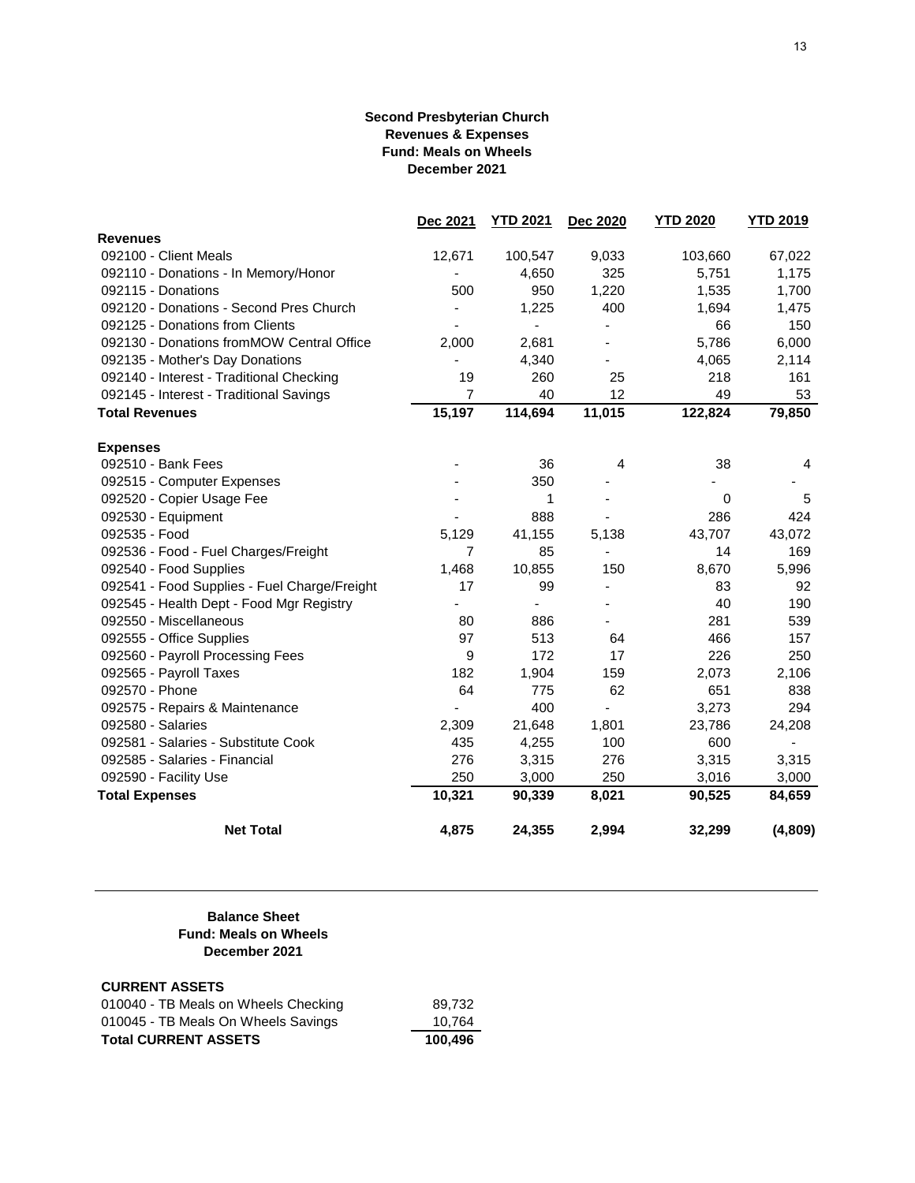**Second Presbyterian Church**
**Revenues & Expenses**
**Fund: Meals on Wheels**
**December 2021**

| | Dec 2021 | YTD 2021 | Dec 2020 | YTD 2020 | YTD 2019 |
|---|---|---|---|---|---|
| **Revenues** | | | | | |
| 092100 - Client Meals | 12,671 | 100,547 | 9,033 | 103,660 | 67,022 |
| 092110 - Donations - In Memory/Honor | - | 4,650 | 325 | 5,751 | 1,175 |
| 092115 - Donations | 500 | 950 | 1,220 | 1,535 | 1,700 |
| 092120 - Donations - Second Pres Church | - | 1,225 | 400 | 1,694 | 1,475 |
| 092125 - Donations from Clients | - | - | - | 66 | 150 |
| 092130 - Donations fromMOW Central Office | 2,000 | 2,681 | - | 5,786 | 6,000 |
| 092135 - Mother's Day Donations | - | 4,340 | - | 4,065 | 2,114 |
| 092140 - Interest - Traditional Checking | 19 | 260 | 25 | 218 | 161 |
| 092145 - Interest - Traditional Savings | 7 | 40 | 12 | 49 | 53 |
| **Total Revenues** | **15,197** | **114,694** | **11,015** | **122,824** | **79,850** |
| **Expenses** | | | | | |
| 092510 - Bank Fees | - | 36 | 4 | 38 | 4 |
| 092515 - Computer Expenses | - | 350 | - | - | - |
| 092520 - Copier Usage Fee | - | 1 | - | 0 | 5 |
| 092530 - Equipment | - | 888 | - | 286 | 424 |
| 092535 - Food | 5,129 | 41,155 | 5,138 | 43,707 | 43,072 |
| 092536 - Food - Fuel Charges/Freight | 7 | 85 | - | 14 | 169 |
| 092540 - Food Supplies | 1,468 | 10,855 | 150 | 8,670 | 5,996 |
| 092541 - Food Supplies - Fuel Charge/Freight | 17 | 99 | - | 83 | 92 |
| 092545 - Health Dept - Food Mgr Registry | - | - | - | 40 | 190 |
| 092550 - Miscellaneous | 80 | 886 | - | 281 | 539 |
| 092555 - Office Supplies | 97 | 513 | 64 | 466 | 157 |
| 092560 - Payroll Processing Fees | 9 | 172 | 17 | 226 | 250 |
| 092565 - Payroll Taxes | 182 | 1,904 | 159 | 2,073 | 2,106 |
| 092570 - Phone | 64 | 775 | 62 | 651 | 838 |
| 092575 - Repairs & Maintenance | - | 400 | - | 3,273 | 294 |
| 092580 - Salaries | 2,309 | 21,648 | 1,801 | 23,786 | 24,208 |
| 092581 - Salaries - Substitute Cook | 435 | 4,255 | 100 | 600 | - |
| 092585 - Salaries - Financial | 276 | 3,315 | 276 | 3,315 | 3,315 |
| 092590 - Facility Use | 250 | 3,000 | 250 | 3,016 | 3,000 |
| **Total Expenses** | **10,321** | **90,339** | **8,021** | **90,525** | **84,659** |
| **Net Total** | **4,875** | **24,355** | **2,994** | **32,299** | **(4,809)** |

**Balance Sheet**
**Fund: Meals on Wheels**
**December 2021**

| | |
|---|---|
| **CURRENT ASSETS** | |
| 010040 - TB Meals on Wheels Checking | 89,732 |
| 010045 - TB Meals On Wheels Savings | 10,764 |
| **Total CURRENT ASSETS** | **100,496** |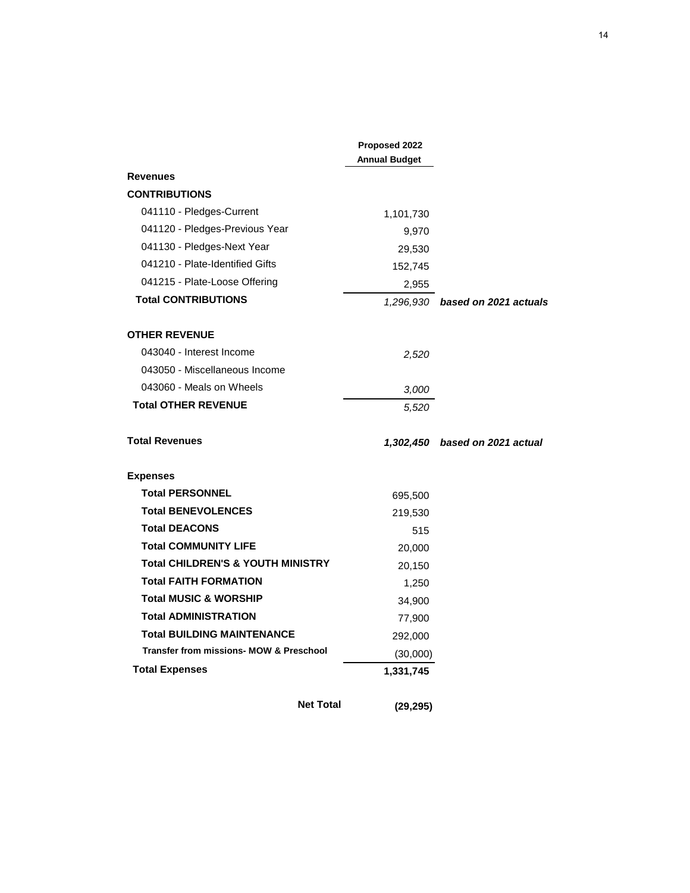| | Proposed 2022 Annual Budget | |
|---|---|---|
| **Revenues** | | |
| **CONTRIBUTIONS** | | |
| 041110 - Pledges-Current | 1,101,730 | |
| 041120 - Pledges-Previous Year | 9,970 | |
| 041130 - Pledges-Next Year | 29,530 | |
| 041210 - Plate-Identified Gifts | 152,745 | |
| 041215 - Plate-Loose Offering | 2,955 | |
| **Total CONTRIBUTIONS** | *1,296,930* | ***based on 2021 actuals*** |
| | | |
| **OTHER REVENUE** | | |
| 043040 - Interest Income | *2,520* | |
| 043050 - Miscellaneous Income | | |
| 043060 - Meals on Wheels | *3,000* | |
| **Total OTHER REVENUE** | *5,520* | |
| | | |
| **Total Revenues** | ***1,302,450*** | ***based on 2021 actual*** |
| | | |
| **Expenses** | | |
| **Total PERSONNEL** | 695,500 | |
| **Total BENEVOLENCES** | 219,530 | |
| **Total DEACONS** | 515 | |
| **Total COMMUNITY LIFE** | 20,000 | |
| **Total CHILDREN'S & YOUTH MINISTRY** | 20,150 | |
| **Total FAITH FORMATION** | 1,250 | |
| **Total MUSIC & WORSHIP** | 34,900 | |
| **Total ADMINISTRATION** | 77,900 | |
| **Total BUILDING MAINTENANCE** | 292,000 | |
| **Transfer from missions- MOW & Preschool** | (30,000) | |
| **Total Expenses** | **1,331,745** | |
| | | |
| **Net Total** | **(29,295)** | |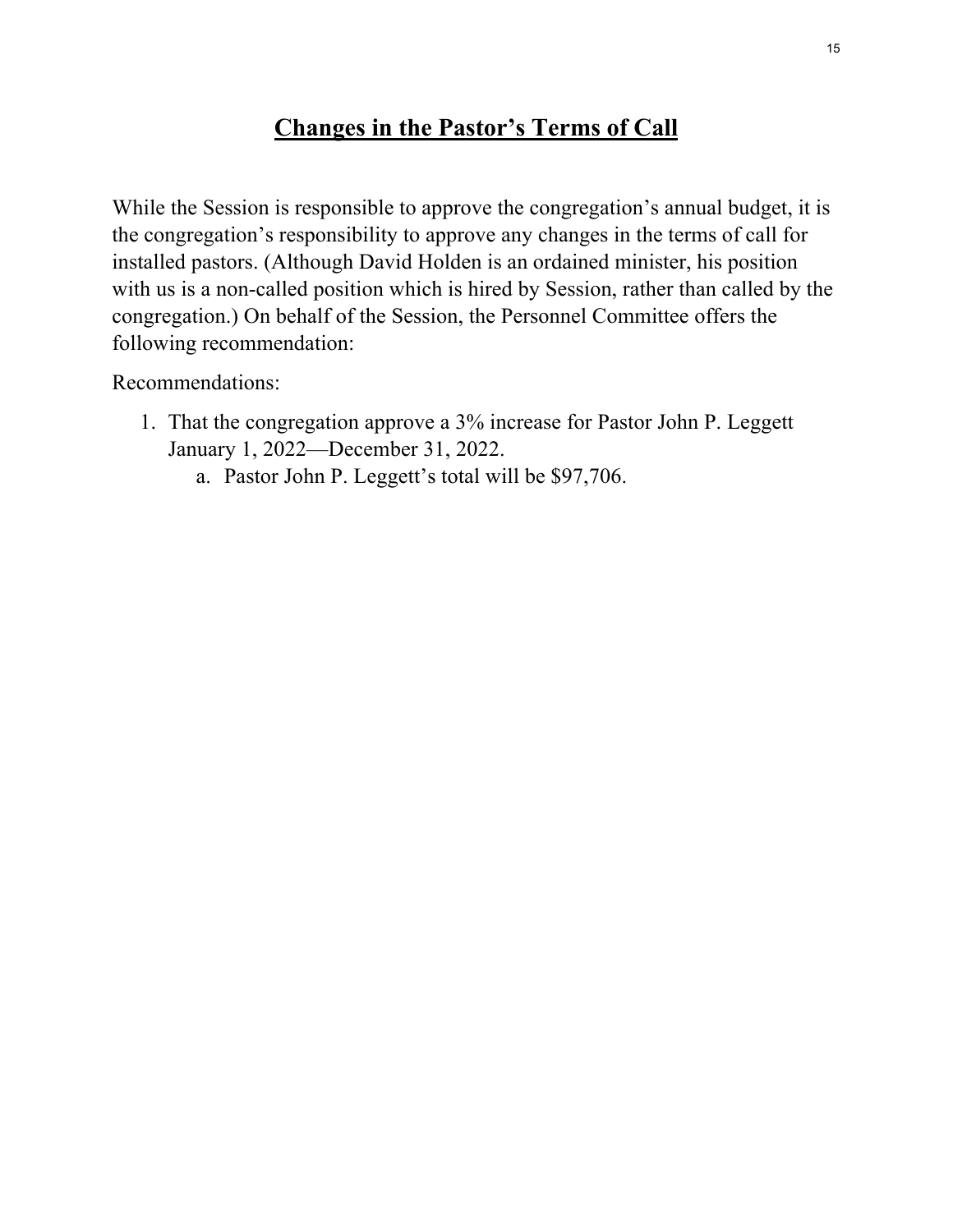# Changes in the Pastor's Terms of Call

While the Session is responsible to approve the congregation's annual budget, it is the congregation's responsibility to approve any changes in the terms of call for installed pastors. (Although David Holden is an ordained minister, his position with us is a non-called position which is hired by Session, rather than called by the congregation.) On behalf of the Session, the Personnel Committee offers the following recommendation:

Recommendations:

1. That the congregation approve a 3% increase for Pastor John P. Leggett January 1, 2022—December 31, 2022.
   a. Pastor John P. Leggett's total will be $97,706.